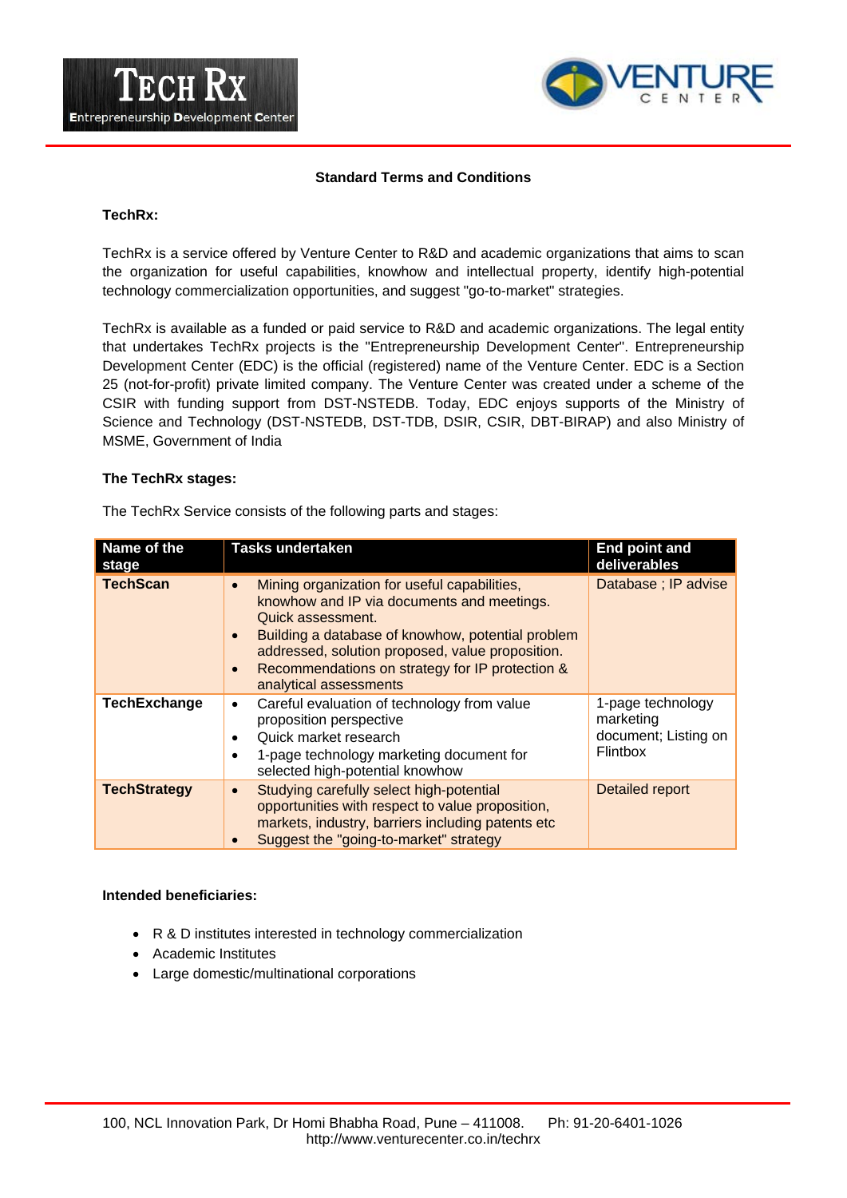## Standard Terms and Conditions

**TechRx:**

TechRx is a service offered by Venture Center to R&D and academic organizations that aims to scan the organization for useful capabilities, knowhow and intellectual property, identify high-potential technology commercialization opportunities, and suggest "go-to-market" strategies.

TechRx is available as a funded or paid service to R&D and academic organizations. The legal entity that undertakes TechRx projects is the "Entrepreneurship Development Center". Entrepreneurship Development Center (EDC) is the official (registered) name of the Venture Center. EDC is a Section 25 (not-for-profit) private limited company. The Venture Center was created under a scheme of the CSIR with funding support from DST-NSTEDB. Today, EDC enjoys supports of the Ministry of Science and Technology (DST-NSTEDB, DST-TDB, DSIR, CSIR, DBT-BIRAP) and also Ministry of MSME, Government of India

**The TechRx stages:**

The TechRx Service consists of the following parts and stages:

| Name of the stage | Tasks undertaken | End point and deliverables |
|---|---|---|
| **TechScan** | • Mining organization for useful capabilities, knowhow and IP via documents and meetings. Quick assessment.<br>• Building a database of knowhow, potential problem addressed, solution proposed, value proposition.<br>• Recommendations on strategy for IP protection & analytical assessments | Database ; IP advise |
| **TechExchange** | • Careful evaluation of technology from value proposition perspective<br>• Quick market research<br>• 1-page technology marketing document for selected high-potential knowhow | 1-page technology marketing document; Listing on Flintbox |
| **TechStrategy** | • Studying carefully select high-potential opportunities with respect to value proposition, markets, industry, barriers including patents etc<br>• Suggest the "going-to-market" strategy | Detailed report |

**Intended beneficiaries:**

- R & D institutes interested in technology commercialization
- Academic Institutes
- Large domestic/multinational corporations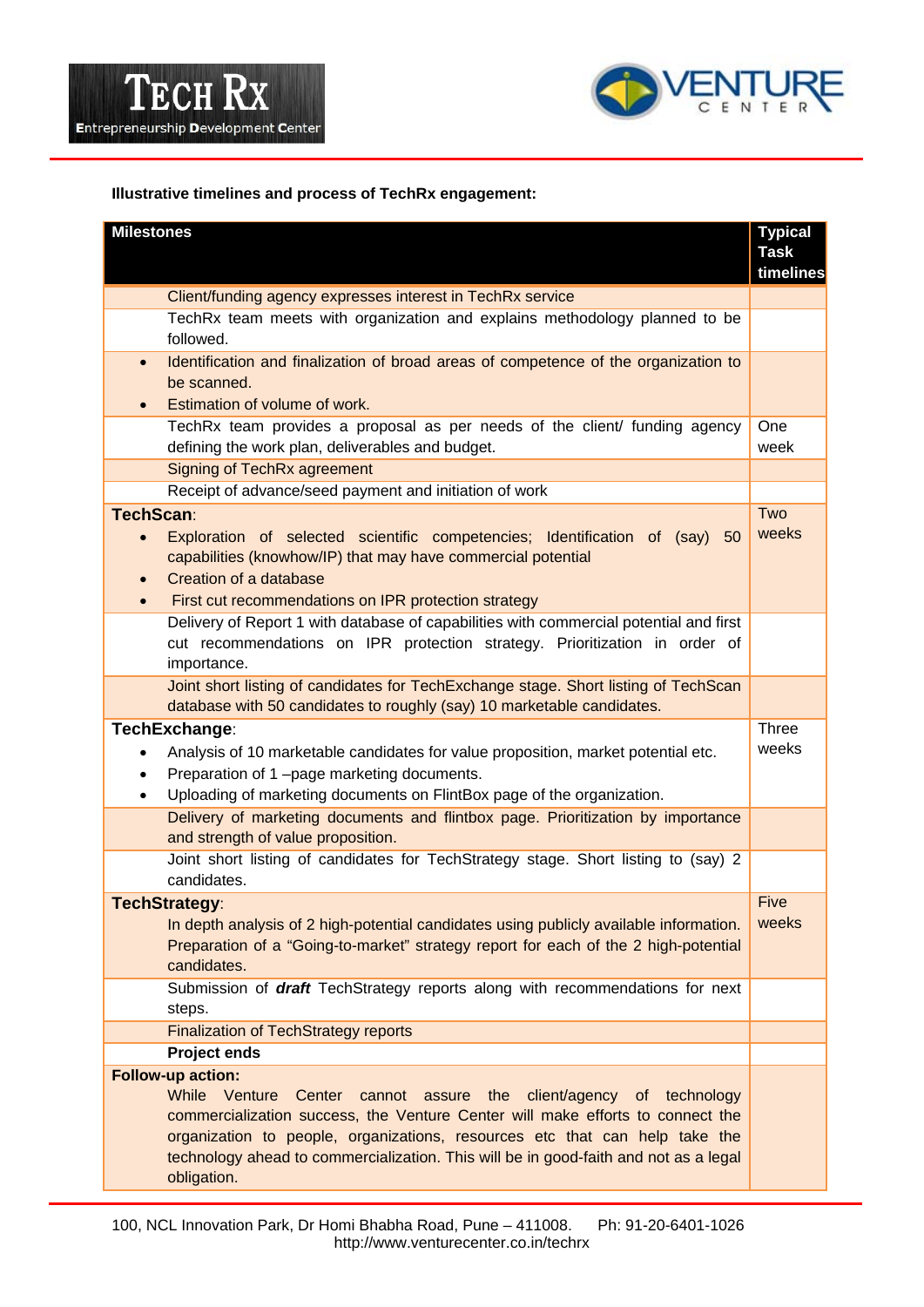**Illustrative timelines and process of TechRx engagement:**

| Milestones | Typical Task timelines |
|---|---|
| Client/funding agency expresses interest in TechRx service | |
| TechRx team meets with organization and explains methodology planned to be followed. | |
| • Identification and finalization of broad areas of competence of the organization to be scanned.<br>• Estimation of volume of work. | |
| TechRx team provides a proposal as per needs of the client/ funding agency defining the work plan, deliverables and budget. | One week |
| Signing of TechRx agreement | |
| Receipt of advance/seed payment and initiation of work | |
| **TechScan**:<br>• Exploration of selected scientific competencies; Identification of (say) 50 capabilities (knowhow/IP) that may have commercial potential<br>• Creation of a database<br>• First cut recommendations on IPR protection strategy | Two weeks |
| Delivery of Report 1 with database of capabilities with commercial potential and first cut recommendations on IPR protection strategy. Prioritization in order of importance. | |
| Joint short listing of candidates for TechExchange stage. Short listing of TechScan database with 50 candidates to roughly (say) 10 marketable candidates. | |
| **TechExchange**:<br>• Analysis of 10 marketable candidates for value proposition, market potential etc.<br>• Preparation of 1 –page marketing documents.<br>• Uploading of marketing documents on FlintBox page of the organization. | Three weeks |
| Delivery of marketing documents and flintbox page. Prioritization by importance and strength of value proposition. | |
| Joint short listing of candidates for TechStrategy stage. Short listing to (say) 2 candidates. | |
| **TechStrategy**:<br>In depth analysis of 2 high-potential candidates using publicly available information. Preparation of a "Going-to-market" strategy report for each of the 2 high-potential candidates. | Five weeks |
| Submission of ***draft*** TechStrategy reports along with recommendations for next steps. | |
| Finalization of TechStrategy reports | |
| **Project ends** | |
| **Follow-up action:**<br>While Venture Center cannot assure the client/agency of technology commercialization success, the Venture Center will make efforts to connect the organization to people, organizations, resources etc that can help take the technology ahead to commercialization. This will be in good-faith and not as a legal obligation. | |

100, NCL Innovation Park, Dr Homi Bhabha Road, Pune – 411008. Ph: 91-20-6401-1026
http://www.venturecenter.co.in/techrx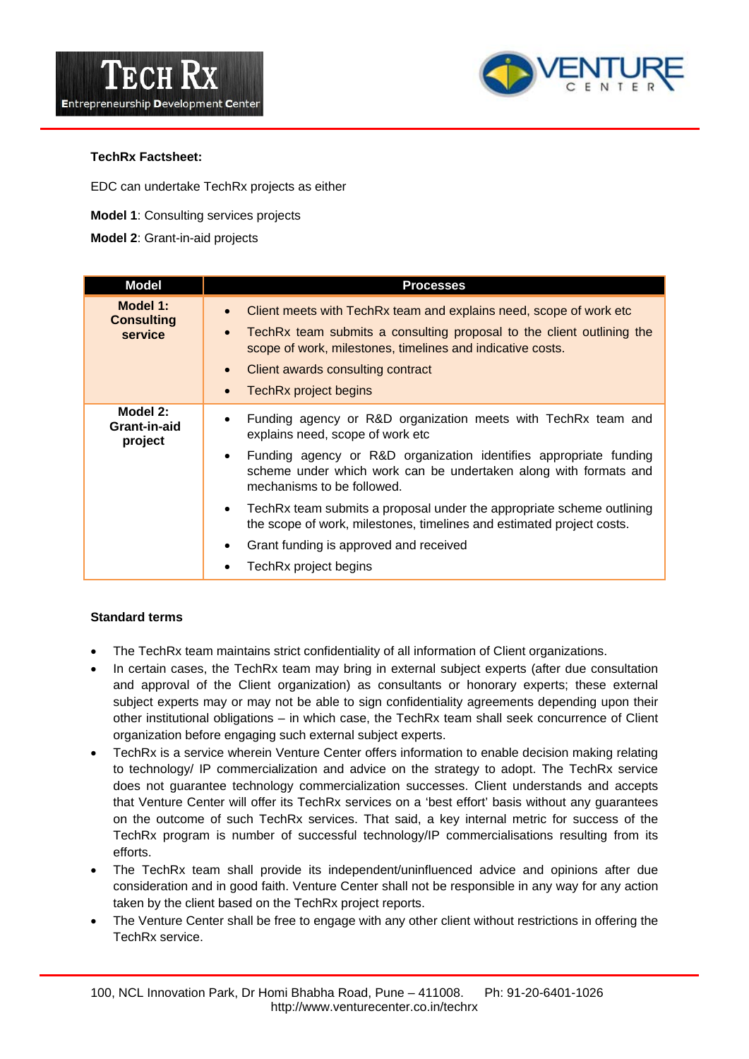**TechRx Factsheet:**

EDC can undertake TechRx projects as either

**Model 1**: Consulting services projects

**Model 2**: Grant-in-aid projects

| Model | Processes |
|---|---|
| **Model 1: Consulting service** | • Client meets with TechRx team and explains need, scope of work etc<br>• TechRx team submits a consulting proposal to the client outlining the scope of work, milestones, timelines and indicative costs.<br>• Client awards consulting contract<br>• TechRx project begins |
| **Model 2: Grant-in-aid project** | • Funding agency or R&D organization meets with TechRx team and explains need, scope of work etc<br>• Funding agency or R&D organization identifies appropriate funding scheme under which work can be undertaken along with formats and mechanisms to be followed.<br>• TechRx team submits a proposal under the appropriate scheme outlining the scope of work, milestones, timelines and estimated project costs.<br>• Grant funding is approved and received<br>• TechRx project begins |

**Standard terms**

- The TechRx team maintains strict confidentiality of all information of Client organizations.
- In certain cases, the TechRx team may bring in external subject experts (after due consultation and approval of the Client organization) as consultants or honorary experts; these external subject experts may or may not be able to sign confidentiality agreements depending upon their other institutional obligations – in which case, the TechRx team shall seek concurrence of Client organization before engaging such external subject experts.
- TechRx is a service wherein Venture Center offers information to enable decision making relating to technology/ IP commercialization and advice on the strategy to adopt. The TechRx service does not guarantee technology commercialization successes. Client understands and accepts that Venture Center will offer its TechRx services on a 'best effort' basis without any guarantees on the outcome of such TechRx services. That said, a key internal metric for success of the TechRx program is number of successful technology/IP commercialisations resulting from its efforts.
- The TechRx team shall provide its independent/uninfluenced advice and opinions after due consideration and in good faith. Venture Center shall not be responsible in any way for any action taken by the client based on the TechRx project reports.
- The Venture Center shall be free to engage with any other client without restrictions in offering the TechRx service.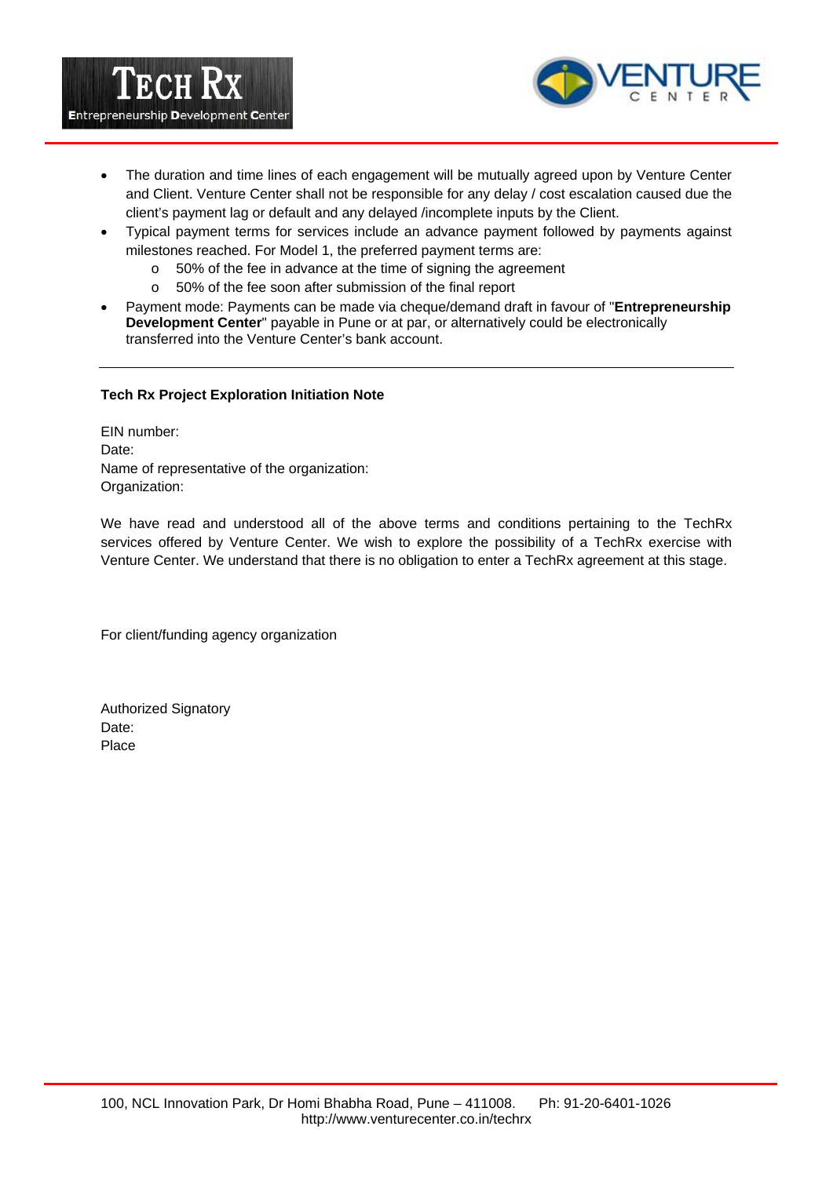- The duration and time lines of each engagement will be mutually agreed upon by Venture Center and Client. Venture Center shall not be responsible for any delay / cost escalation caused due the client's payment lag or default and any delayed /incomplete inputs by the Client.
- Typical payment terms for services include an advance payment followed by payments against milestones reached. For Model 1, the preferred payment terms are:
  - 50% of the fee in advance at the time of signing the agreement
  - 50% of the fee soon after submission of the final report
- Payment mode: Payments can be made via cheque/demand draft in favour of "**Entrepreneurship Development Center**" payable in Pune or at par, or alternatively could be electronically transferred into the Venture Center's bank account.

---

**Tech Rx Project Exploration Initiation Note**

EIN number:
Date:
Name of representative of the organization:
Organization:

We have read and understood all of the above terms and conditions pertaining to the TechRx services offered by Venture Center. We wish to explore the possibility of a TechRx exercise with Venture Center. We understand that there is no obligation to enter a TechRx agreement at this stage.

For client/funding agency organization

Authorized Signatory
Date:
Place